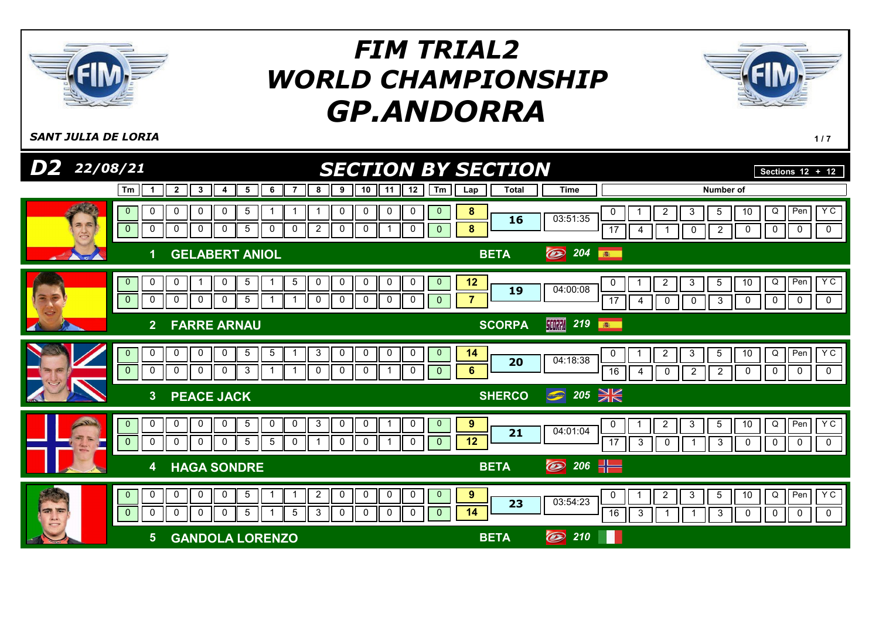# FIM TRIAL2 WORLD CHAMPIONSHIP GP.ANDORRA

*SANT JULIA DE LORIA*

## D2 22/08/21 — SECTION BY SECTION

Sections 12 + 12

| Pos | Rider | Make | No. | Nat | Lap | Tm | 1 | 2 | 3 | 4 | 5 | 6 | 7 | 8 | 9 | 10 | 11 | 12 | Tm | Lap total | Total | Time | 0 | 1 | 2 | 3 | 5 | 10 | Q | Pen | YC |
|---|---|---|---|---|---|---|---|---|---|---|---|---|---|---|---|---|---|---|---|---|---|---|---|---|---|---|---|---|---|---|---|
| 1 | GELABERT ANIOL | BETA | 204 | ESP | 1 | 0 | 0 | 0 | 0 | 0 | 5 | 1 | 1 | 1 | 0 | 0 | 0 | 0 | 0 | 8 | 16 | 03:51:35 | 17 | 4 | 1 | 0 | 2 | 0 | 0 | 0 | 0 |
| | | | | | 2 | 0 | 0 | 0 | 0 | 0 | 5 | 0 | 0 | 2 | 0 | 0 | 1 | 0 | 0 | 8 | | | | | | | | | | | |
| 2 | FARRE ARNAU | SCORPA | 219 | ESP | 1 | 0 | 0 | 0 | 1 | 0 | 5 | 1 | 5 | 0 | 0 | 0 | 0 | 0 | 0 | 12 | 19 | 04:00:08 | 17 | 4 | 0 | 0 | 3 | 0 | 0 | 0 | 0 |
| | | | | | 2 | 0 | 0 | 0 | 0 | 0 | 5 | 1 | 1 | 0 | 0 | 0 | 0 | 0 | 0 | 7 | | | | | | | | | | | |
| 3 | PEACE JACK | SHERCO | 205 | GBR | 1 | 0 | 0 | 0 | 0 | 0 | 5 | 5 | 1 | 3 | 0 | 0 | 0 | 0 | 0 | 14 | 20 | 04:18:38 | 16 | 4 | 0 | 2 | 2 | 0 | 0 | 0 | 0 |
| | | | | | 2 | 0 | 0 | 0 | 0 | 0 | 3 | 1 | 1 | 0 | 0 | 0 | 1 | 0 | 0 | 6 | | | | | | | | | | | |
| 4 | HAGA SONDRE | BETA | 206 | NOR | 1 | 0 | 0 | 0 | 0 | 0 | 5 | 0 | 0 | 3 | 0 | 0 | 1 | 0 | 0 | 9 | 21 | 04:01:04 | 17 | 3 | 0 | 1 | 3 | 0 | 0 | 0 | 0 |
| | | | | | 2 | 0 | 0 | 0 | 0 | 0 | 5 | 5 | 0 | 1 | 0 | 0 | 1 | 0 | 0 | 12 | | | | | | | | | | | |
| 5 | GANDOLA LORENZO | BETA | 210 | ITA | 1 | 0 | 0 | 0 | 0 | 0 | 5 | 1 | 1 | 2 | 0 | 0 | 0 | 0 | 0 | 9 | 23 | 03:54:23 | 16 | 3 | 1 | 1 | 3 | 0 | 0 | 0 | 0 |
| | | | | | 2 | 0 | 0 | 0 | 0 | 0 | 5 | 1 | 5 | 3 | 0 | 0 | 0 | 0 | 0 | 14 | | | | | | | | | | | |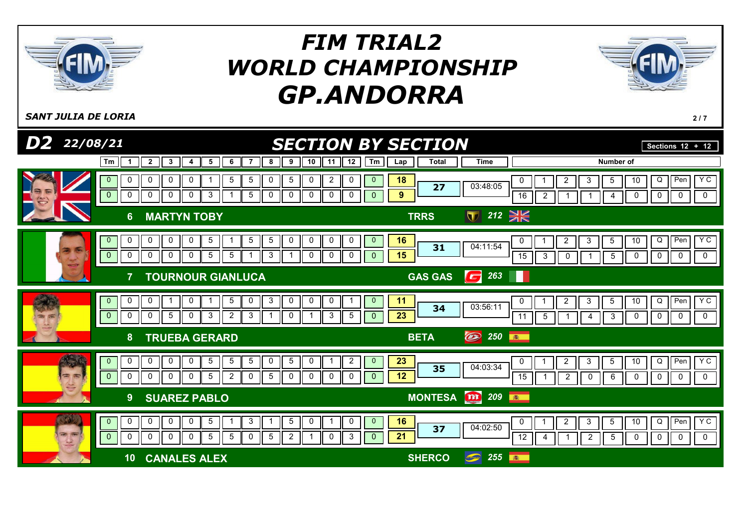# FIM TRIAL2 WORLD CHAMPIONSHIP GP.ANDORRA

*SANT JULIA DE LORIA*

## D2 22/08/21 — SECTION BY SECTION

Sections 12 + 12

| Rider | Tm | 1 | 2 | 3 | 4 | 5 | 6 | 7 | 8 | 9 | 10 | 11 | 12 | Tm | Lap | Total | Time | 0 | 1 | 2 | 3 | 5 | 10 | Q | Pen | Y C |
|---|---|---|---|---|---|---|---|---|---|---|---|---|---|---|---|---|---|---|---|---|---|---|---|---|---|---|
| 6 MARTYN TOBY — TRRS 212 | 0 | 0 | 0 | 0 | 0 | 1 | 5 | 5 | 0 | 5 | 0 | 2 | 0 | 0 | 18 | 27 | 03:48:05 | 16 | 2 | 1 | 1 | 4 | 0 | 0 | 0 | 0 |
| | 0 | 0 | 0 | 0 | 0 | 3 | 1 | 5 | 0 | 0 | 0 | 0 | 0 | 0 | 9 | | | | | | | | | | | |
| 7 TOURNOUR GIANLUCA — GAS GAS 263 | 0 | 0 | 0 | 0 | 0 | 5 | 1 | 5 | 5 | 0 | 0 | 0 | 0 | 0 | 16 | 31 | 04:11:54 | 15 | 3 | 0 | 1 | 5 | 0 | 0 | 0 | 0 |
| | 0 | 0 | 0 | 0 | 0 | 5 | 5 | 1 | 3 | 1 | 0 | 0 | 0 | 0 | 15 | | | | | | | | | | | |
| 8 TRUEBA GERARD — BETA 250 | 0 | 0 | 0 | 1 | 0 | 1 | 5 | 0 | 3 | 0 | 0 | 0 | 1 | 0 | 11 | 34 | 03:56:11 | 11 | 5 | 1 | 4 | 3 | 0 | 0 | 0 | 0 |
| | 0 | 0 | 0 | 5 | 0 | 3 | 2 | 3 | 1 | 0 | 1 | 3 | 5 | 0 | 23 | | | | | | | | | | | |
| 9 SUAREZ PABLO — MONTESA 209 | 0 | 0 | 0 | 0 | 0 | 5 | 5 | 5 | 0 | 5 | 0 | 1 | 2 | 0 | 23 | 35 | 04:03:34 | 15 | 1 | 2 | 0 | 6 | 0 | 0 | 0 | 0 |
| | 0 | 0 | 0 | 0 | 0 | 5 | 2 | 0 | 5 | 0 | 0 | 0 | 0 | 0 | 12 | | | | | | | | | | | |
| 10 CANALES ALEX — SHERCO 255 | 0 | 0 | 0 | 0 | 0 | 5 | 1 | 3 | 1 | 5 | 0 | 1 | 0 | 0 | 16 | 37 | 04:02:50 | 12 | 4 | 1 | 2 | 5 | 0 | 0 | 0 | 0 |
| | 0 | 0 | 0 | 0 | 0 | 5 | 5 | 0 | 5 | 2 | 1 | 0 | 3 | 0 | 21 | | | | | | | | | | | |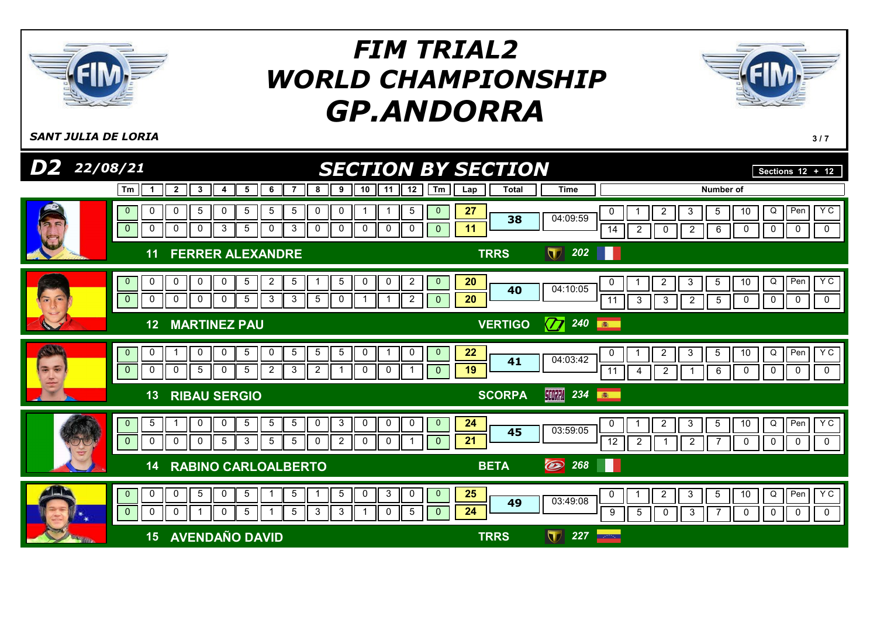# FIM TRIAL2 WORLD CHAMPIONSHIP GP.ANDORRA

*SANT JULIA DE LORIA*

## D2 22/08/21 — SECTION BY SECTION

Sections 12 + 12

| No | Rider | Brand | Lap | Tm | 1 | 2 | 3 | 4 | 5 | 6 | 7 | 8 | 9 | 10 | 11 | 12 | Tm | Lap | Total | Time |
|---|---|---|---|---|---|---|---|---|---|---|---|---|---|---|---|---|---|---|---|---|
| 11 | FERRER ALEXANDRE | TRRS 202 | 1 | 0 | 0 | 0 | 5 | 0 | 5 | 5 | 5 | 0 | 0 | 1 | 1 | 5 | 0 | 27 | 38 | 04:09:59 |
| | | | 2 | 0 | 0 | 0 | 0 | 3 | 5 | 0 | 3 | 0 | 0 | 0 | 0 | 0 | 0 | 11 | | |
| 12 | MARTINEZ PAU | VERTIGO 240 | 1 | 0 | 0 | 0 | 0 | 0 | 5 | 2 | 5 | 1 | 5 | 0 | 0 | 2 | 0 | 20 | 40 | 04:10:05 |
| | | | 2 | 0 | 0 | 0 | 0 | 0 | 5 | 3 | 3 | 5 | 0 | 1 | 1 | 2 | 0 | 20 | | |
| 13 | RIBAU SERGIO | SCORPA 234 | 1 | 0 | 0 | 1 | 0 | 0 | 5 | 0 | 5 | 5 | 5 | 0 | 1 | 0 | 0 | 22 | 41 | 04:03:42 |
| | | | 2 | 0 | 0 | 0 | 5 | 0 | 5 | 2 | 3 | 2 | 1 | 0 | 0 | 1 | 0 | 19 | | |
| 14 | RABINO CARLOALBERTO | BETA 268 | 1 | 0 | 5 | 1 | 0 | 0 | 5 | 5 | 5 | 0 | 3 | 0 | 0 | 0 | 0 | 24 | 45 | 03:59:05 |
| | | | 2 | 0 | 0 | 0 | 0 | 5 | 3 | 5 | 5 | 0 | 2 | 0 | 0 | 1 | 0 | 21 | | |
| 15 | AVENDAÑO DAVID | TRRS 227 | 1 | 0 | 0 | 0 | 5 | 0 | 5 | 1 | 5 | 1 | 5 | 0 | 3 | 0 | 0 | 25 | 49 | 03:49:08 |
| | | | 2 | 0 | 0 | 0 | 1 | 0 | 5 | 1 | 5 | 3 | 3 | 1 | 0 | 5 | 0 | 24 | | |

### Number of

| No | Rider | 0 | 1 | 2 | 3 | 5 | 10 | Q | Pen | Y C |
|---|---|---|---|---|---|---|---|---|---|---|
| 11 | FERRER ALEXANDRE | 14 | 2 | 0 | 2 | 6 | 0 | 0 | 0 | 0 |
| 12 | MARTINEZ PAU | 11 | 3 | 3 | 2 | 5 | 0 | 0 | 0 | 0 |
| 13 | RIBAU SERGIO | 11 | 4 | 2 | 1 | 6 | 0 | 0 | 0 | 0 |
| 14 | RABINO CARLOALBERTO | 12 | 2 | 1 | 2 | 7 | 0 | 0 | 0 | 0 |
| 15 | AVENDAÑO DAVID | 9 | 5 | 0 | 3 | 7 | 0 | 0 | 0 | 0 |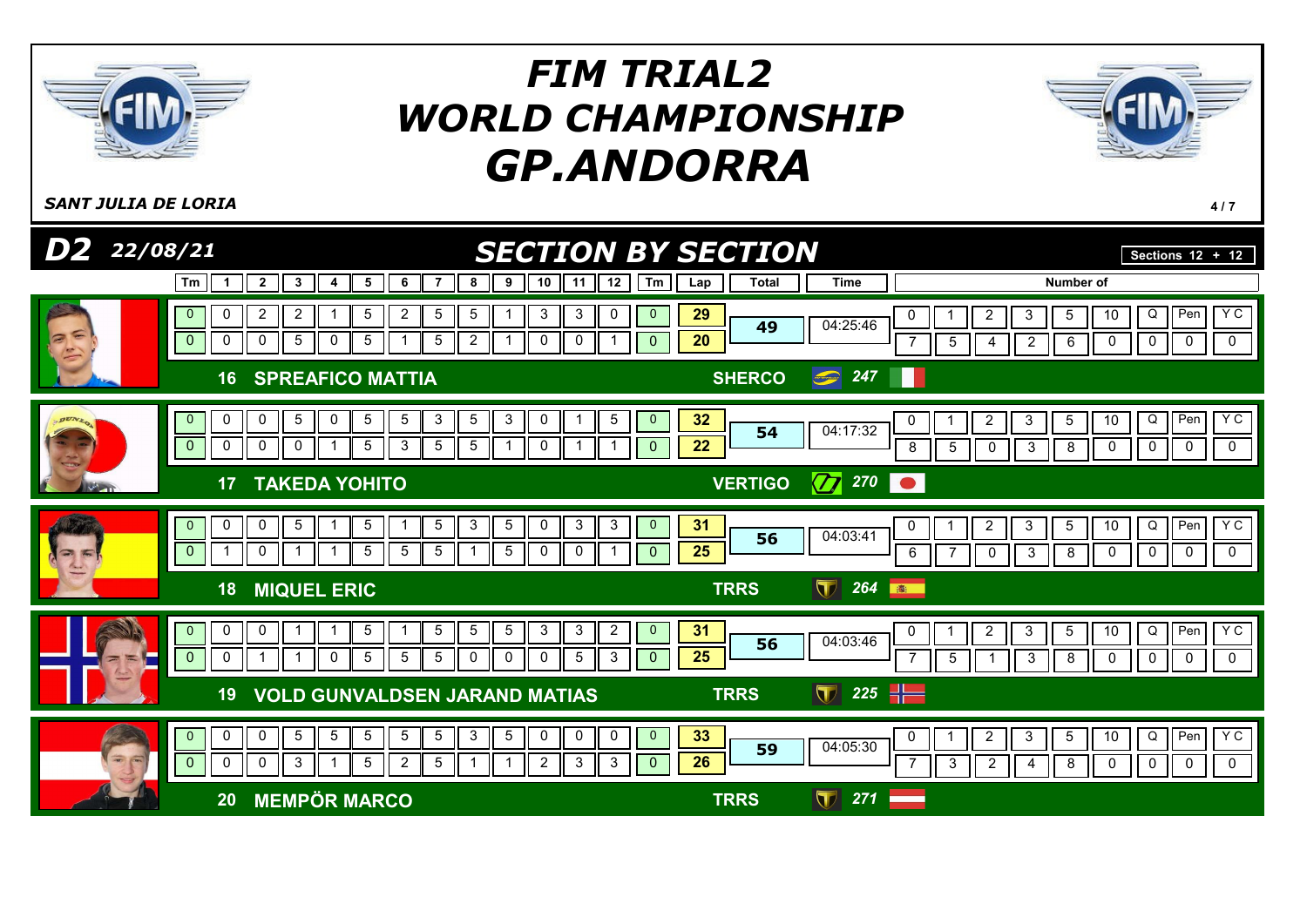# FIM TRIAL2 WORLD CHAMPIONSHIP GP.ANDORRA

*SANT JULIA DE LORIA*

## D2 22/08/21 — SECTION BY SECTION

Sections 12 + 12

| Pos | Rider | Team | Bike No. | Tm | 1 | 2 | 3 | 4 | 5 | 6 | 7 | 8 | 9 | 10 | 11 | 12 | Tm | Lap | Total | Time | 0 | 1 | 2 | 3 | 5 | 10 | Q | Pen | Y C |
|---|---|---|---|---|---|---|---|---|---|---|---|---|---|---|---|---|---|---|---|---|---|---|---|---|---|---|---|---|---|
| 16 | SPREAFICO MATTIA | SHERCO | 247 | 0 | 0 | 2 | 2 | 1 | 5 | 2 | 5 | 5 | 1 | 3 | 3 | 0 | 0 | 29 | 49 | 04:25:46 | 7 | 5 | 4 | 2 | 6 | 0 | 0 | 0 | 0 |
| | | | | 0 | 0 | 0 | 5 | 0 | 5 | 1 | 5 | 2 | 1 | 0 | 0 | 1 | 0 | 20 | | | | | | | | | | | |
| 17 | TAKEDA YOHITO | VERTIGO | 270 | 0 | 0 | 0 | 5 | 0 | 5 | 5 | 3 | 5 | 3 | 0 | 1 | 5 | 0 | 32 | 54 | 04:17:32 | 8 | 5 | 0 | 3 | 8 | 0 | 0 | 0 | 0 |
| | | | | 0 | 0 | 0 | 0 | 1 | 5 | 3 | 5 | 5 | 1 | 0 | 1 | 1 | 0 | 22 | | | | | | | | | | | |
| 18 | MIQUEL ERIC | TRRS | 264 | 0 | 0 | 0 | 5 | 1 | 5 | 1 | 5 | 3 | 5 | 0 | 3 | 3 | 0 | 31 | 56 | 04:03:41 | 6 | 7 | 0 | 3 | 8 | 0 | 0 | 0 | 0 |
| | | | | 0 | 1 | 0 | 1 | 1 | 5 | 5 | 5 | 1 | 5 | 0 | 0 | 1 | 0 | 25 | | | | | | | | | | | |
| 19 | VOLD GUNVALDSEN JARAND MATIAS | TRRS | 225 | 0 | 0 | 0 | 1 | 1 | 5 | 1 | 5 | 5 | 5 | 3 | 3 | 2 | 0 | 31 | 56 | 04:03:46 | 7 | 5 | 1 | 3 | 8 | 0 | 0 | 0 | 0 |
| | | | | 0 | 0 | 1 | 1 | 0 | 5 | 5 | 5 | 0 | 0 | 0 | 5 | 3 | 0 | 25 | | | | | | | | | | | |
| 20 | MEMPÖR MARCO | TRRS | 271 | 0 | 0 | 0 | 5 | 5 | 5 | 5 | 5 | 3 | 5 | 0 | 0 | 0 | 0 | 33 | 59 | 04:05:30 | 7 | 3 | 2 | 4 | 8 | 0 | 0 | 0 | 0 |
| | | | | 0 | 0 | 0 | 3 | 1 | 5 | 2 | 5 | 1 | 1 | 2 | 3 | 3 | 0 | 26 | | | | | | | | | | | |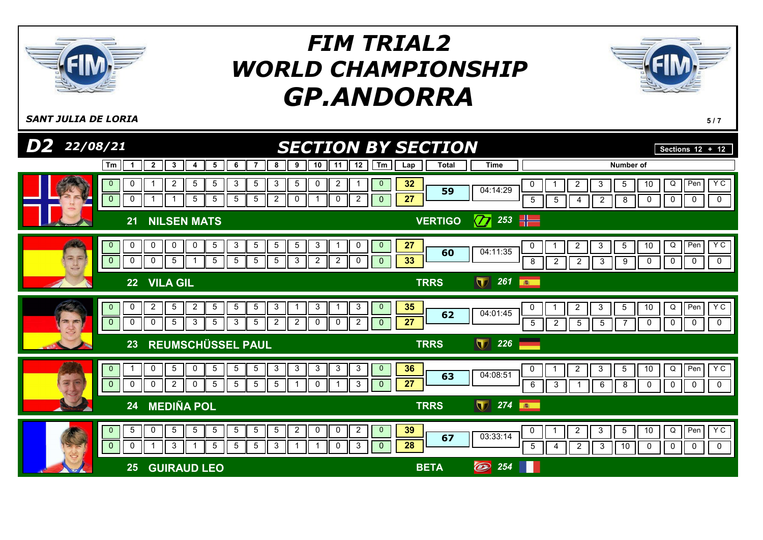# FIM TRIAL2 WORLD CHAMPIONSHIP GP.ANDORRA

*SANT JULIA DE LORIA*

## D2 22/08/21 — SECTION BY SECTION

Sections 12 + 12

| Rider | Tm | 1 | 2 | 3 | 4 | 5 | 6 | 7 | 8 | 9 | 10 | 11 | 12 | Tm | Lap | Total | Time | 0 | 1 | 2 | 3 | 5 | 10 | Q | Pen | Y C |
|---|---|---|---|---|---|---|---|---|---|---|---|---|---|---|---|---|---|---|---|---|---|---|---|---|---|---|
| 21 NILSEN MATS — VERTIGO 253 | 0 | 0 | 1 | 2 | 5 | 5 | 3 | 5 | 3 | 5 | 0 | 2 | 1 | 0 | 32 | 59 | 04:14:29 | 5 | 5 | 4 | 2 | 8 | 0 | 0 | 0 | 0 |
| | 0 | 0 | 1 | 1 | 5 | 5 | 5 | 5 | 2 | 0 | 1 | 0 | 2 | 0 | 27 | | | | | | | | | | | |
| 22 VILA GIL — TRRS 261 | 0 | 0 | 0 | 0 | 0 | 5 | 3 | 5 | 5 | 5 | 3 | 1 | 0 | 0 | 27 | 60 | 04:11:35 | 8 | 2 | 2 | 3 | 9 | 0 | 0 | 0 | 0 |
| | 0 | 0 | 0 | 5 | 1 | 5 | 5 | 5 | 5 | 3 | 2 | 2 | 0 | 0 | 33 | | | | | | | | | | | |
| 23 REUMSCHÜSSEL PAUL — TRRS 226 | 0 | 0 | 2 | 5 | 2 | 5 | 5 | 5 | 3 | 1 | 3 | 1 | 3 | 0 | 35 | 62 | 04:01:45 | 5 | 2 | 5 | 5 | 7 | 0 | 0 | 0 | 0 |
| | 0 | 0 | 0 | 5 | 3 | 5 | 3 | 5 | 2 | 2 | 0 | 0 | 2 | 0 | 27 | | | | | | | | | | | |
| 24 MEDIÑA POL — TRRS 274 | 0 | 1 | 0 | 5 | 0 | 5 | 5 | 5 | 3 | 3 | 3 | 3 | 3 | 0 | 36 | 63 | 04:08:51 | 6 | 3 | 1 | 6 | 8 | 0 | 0 | 0 | 0 |
| | 0 | 0 | 0 | 2 | 0 | 5 | 5 | 5 | 5 | 1 | 0 | 1 | 3 | 0 | 27 | | | | | | | | | | | |
| 25 GUIRAUD LEO — BETA 254 | 0 | 5 | 0 | 5 | 5 | 5 | 5 | 5 | 5 | 2 | 0 | 0 | 2 | 0 | 39 | 67 | 03:33:14 | 5 | 4 | 2 | 3 | 10 | 0 | 0 | 0 | 0 |
| | 0 | 0 | 1 | 3 | 1 | 5 | 5 | 5 | 3 | 1 | 1 | 0 | 3 | 0 | 28 | | | | | | | | | | | |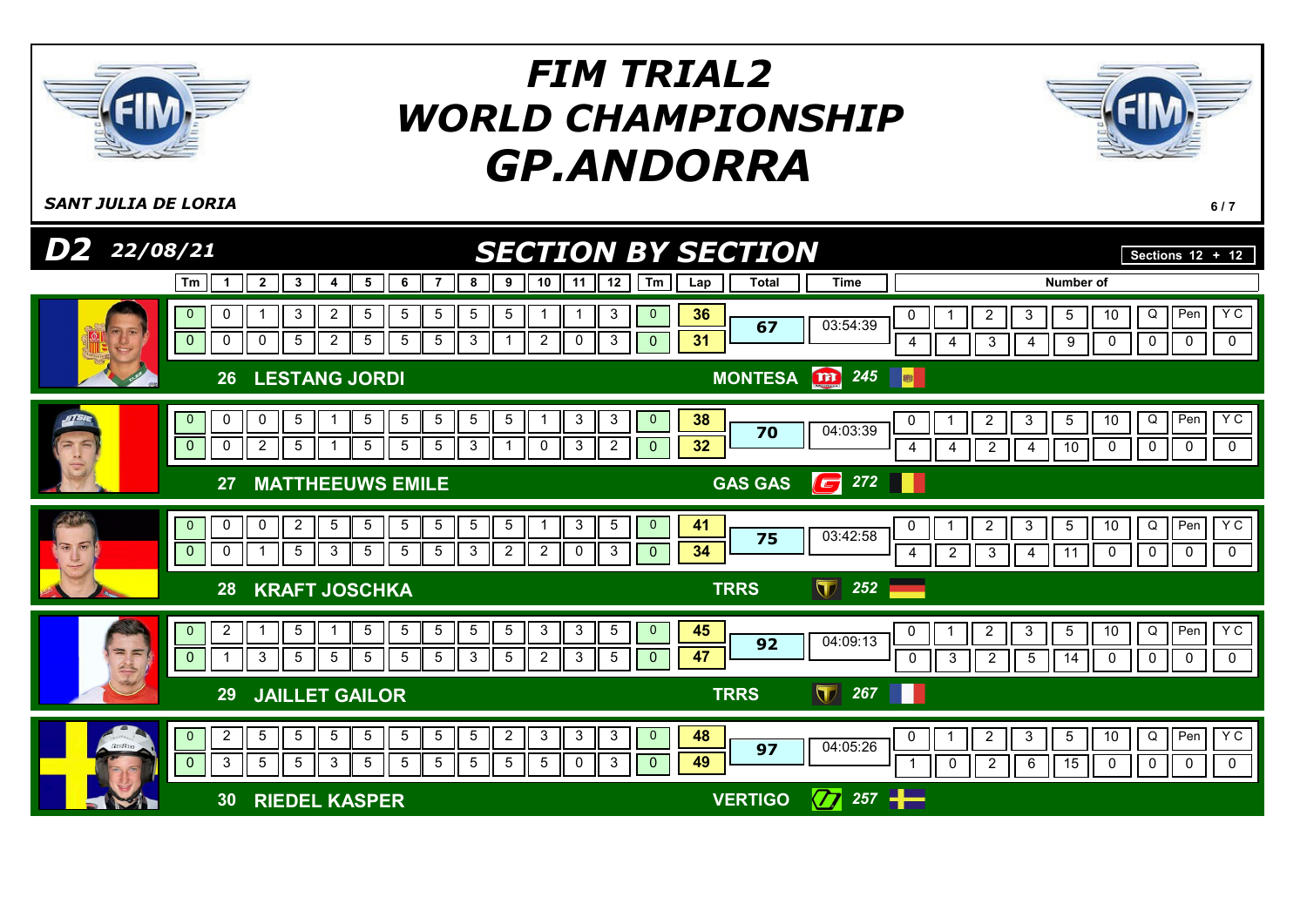# FIM TRIAL2 WORLD CHAMPIONSHIP GP.ANDORRA

*SANT JULIA DE LORIA*

## D2 22/08/21 — SECTION BY SECTION

Sections 12 + 12

| Pos | Rider | Team | No. | Lap | Tm | 1 | 2 | 3 | 4 | 5 | 6 | 7 | 8 | 9 | 10 | 11 | 12 | Tm | Lap total | Total | Time | 0 | 1 | 2 | 3 | 5 | 10 | Q | Pen | YC |
|---|---|---|---|---|---|---|---|---|---|---|---|---|---|---|---|---|---|---|---|---|---|---|---|---|---|---|---|---|---|---|
| 26 | LESTANG JORDI | MONTESA | 245 | 1 | 0 | 0 | 1 | 3 | 2 | 5 | 5 | 5 | 5 | 5 | 1 | 1 | 3 | 0 | 36 | 67 | 03:54:39 | 4 | 4 | 3 | 4 | 9 | 0 | 0 | 0 | 0 |
| | | | | 2 | 0 | 0 | 0 | 5 | 2 | 5 | 5 | 5 | 3 | 1 | 2 | 0 | 3 | 0 | 31 | | | | | | | | | | | |
| 27 | MATTHEEUWS EMILE | GAS GAS | 272 | 1 | 0 | 0 | 0 | 5 | 1 | 5 | 5 | 5 | 5 | 5 | 1 | 3 | 3 | 0 | 38 | 70 | 04:03:39 | 4 | 4 | 2 | 4 | 10 | 0 | 0 | 0 | 0 |
| | | | | 2 | 0 | 0 | 2 | 5 | 1 | 5 | 5 | 5 | 3 | 1 | 0 | 3 | 2 | 0 | 32 | | | | | | | | | | | |
| 28 | KRAFT JOSCHKA | TRRS | 252 | 1 | 0 | 0 | 0 | 2 | 5 | 5 | 5 | 5 | 5 | 5 | 1 | 3 | 5 | 0 | 41 | 75 | 03:42:58 | 4 | 2 | 3 | 4 | 11 | 0 | 0 | 0 | 0 |
| | | | | 2 | 0 | 0 | 1 | 5 | 3 | 5 | 5 | 5 | 3 | 2 | 2 | 0 | 3 | 0 | 34 | | | | | | | | | | | |
| 29 | JAILLET GAILOR | TRRS | 267 | 1 | 0 | 2 | 1 | 5 | 1 | 5 | 5 | 5 | 5 | 5 | 3 | 3 | 5 | 0 | 45 | 92 | 04:09:13 | 0 | 3 | 2 | 5 | 14 | 0 | 0 | 0 | 0 |
| | | | | 2 | 0 | 1 | 3 | 5 | 5 | 5 | 5 | 5 | 3 | 5 | 2 | 3 | 5 | 0 | 47 | | | | | | | | | | | |
| 30 | RIEDEL KASPER | VERTIGO | 257 | 1 | 0 | 2 | 5 | 5 | 5 | 5 | 5 | 5 | 5 | 2 | 3 | 3 | 3 | 0 | 48 | 97 | 04:05:26 | 1 | 0 | 2 | 6 | 15 | 0 | 0 | 0 | 0 |
| | | | | 2 | 0 | 3 | 5 | 5 | 3 | 5 | 5 | 5 | 5 | 5 | 5 | 0 | 3 | 0 | 49 | | | | | | | | | | | |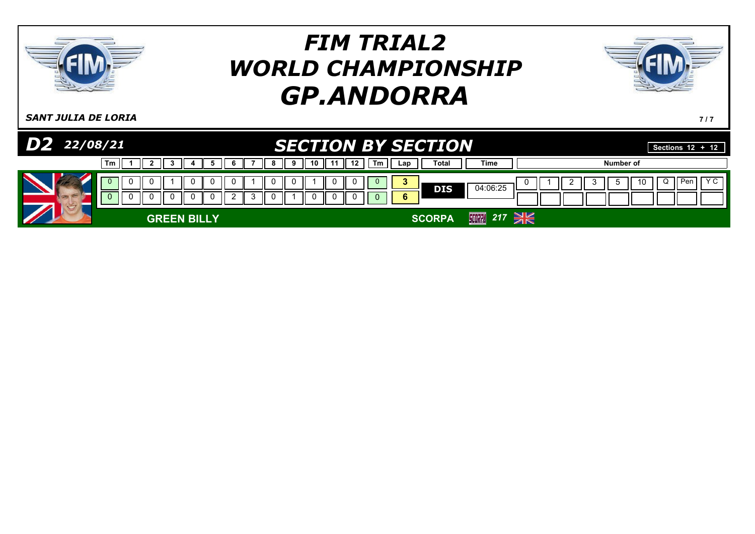# FIM TRIAL2 WORLD CHAMPIONSHIP GP.ANDORRA

*SANT JULIA DE LORIA*

## D2 22/08/21 — SECTION BY SECTION

Sections 12 + 12

| Rider | Tm | 1 | 2 | 3 | 4 | 5 | 6 | 7 | 8 | 9 | 10 | 11 | 12 | Tm | Lap | Total | Time | Number of 0 | 1 | 2 | 3 | 5 | 10 | Q | Pen | Y C |
|---|---|---|---|---|---|---|---|---|---|---|---|---|---|---|---|---|---|---|---|---|---|---|---|---|---|---|
| GREEN BILLY – SCORPA 217 | 0 | 0 | 0 | 1 | 0 | 0 | 0 | 1 | 0 | 0 | 1 | 0 | 0 | 0 | 3 | DIS | 04:06:25 | | | | | | | | | |
| | 0 | 0 | 0 | 0 | 0 | 0 | 2 | 3 | 0 | 1 | 0 | 0 | 0 | 0 | 6 | | | | | | | | | | | |